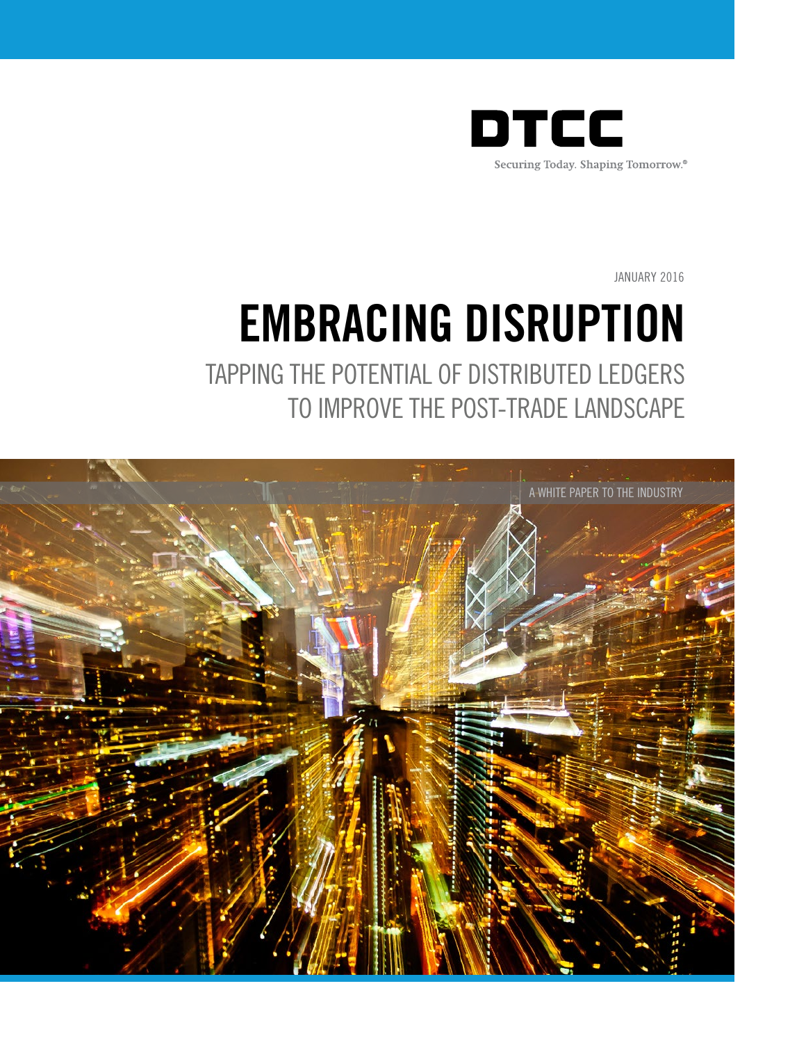DTCC

Securing Today. Shaping Tomorrow.®

JANUARY 2016

# EMBRACING DISRUPTION

## TAPPING THE POTENTIAL OF DISTRIBUTED LEDGERS TO IMPROVE THE POST-TRADE LANDSCAPE

A WHITE PAPER TO THE INDUSTRY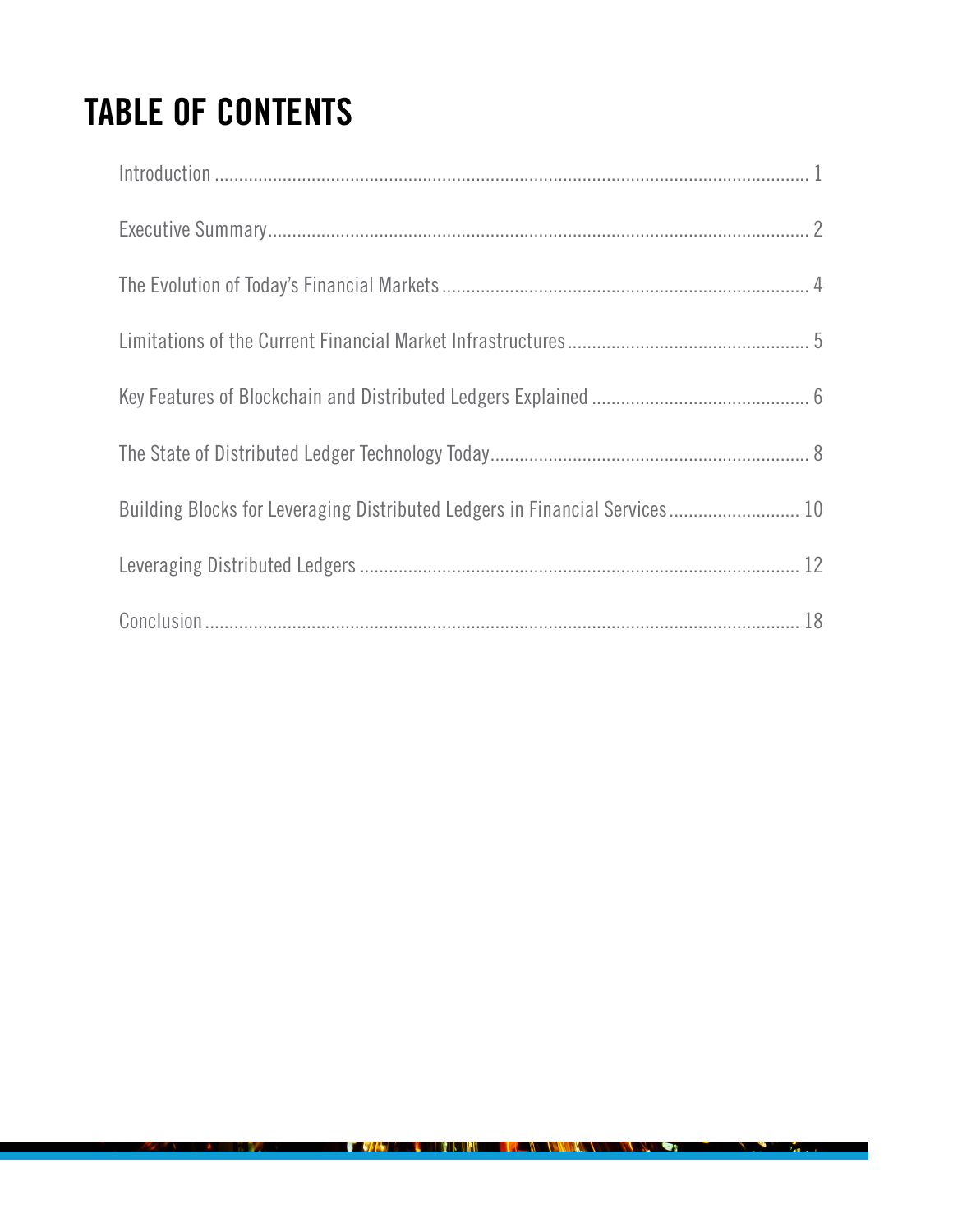# TABLE OF CONTENTS

| Section | Page |
| --- | --- |
| Introduction | 1 |
| Executive Summary | 2 |
| The Evolution of Today's Financial Markets | 4 |
| Limitations of the Current Financial Market Infrastructures | 5 |
| Key Features of Blockchain and Distributed Ledgers Explained | 6 |
| The State of Distributed Ledger Technology Today | 8 |
| Building Blocks for Leveraging Distributed Ledgers in Financial Services | 10 |
| Leveraging Distributed Ledgers | 12 |
| Conclusion | 18 |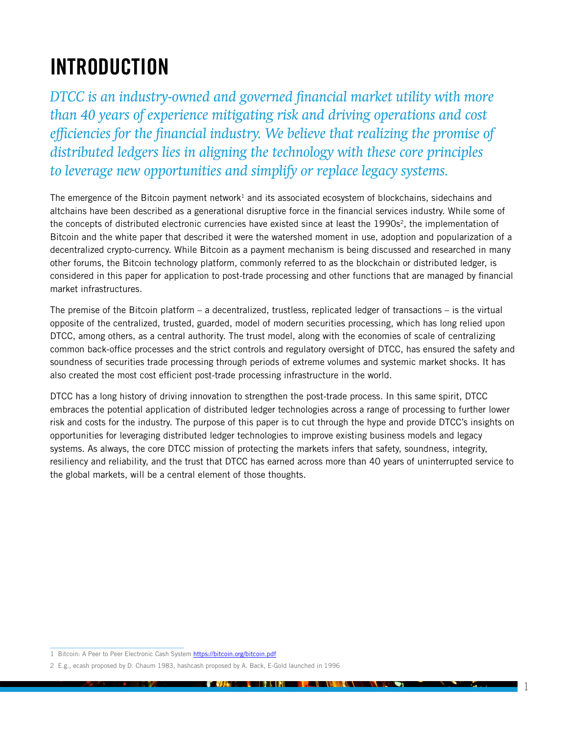# INTRODUCTION

*DTCC is an industry-owned and governed financial market utility with more than 40 years of experience mitigating risk and driving operations and cost efficiencies for the financial industry. We believe that realizing the promise of distributed ledgers lies in aligning the technology with these core principles to leverage new opportunities and simplify or replace legacy systems.*

The emergence of the Bitcoin payment network[1] and its associated ecosystem of blockchains, sidechains and altchains have been described as a generational disruptive force in the financial services industry. While some of the concepts of distributed electronic currencies have existed since at least the 1990s[2], the implementation of Bitcoin and the white paper that described it were the watershed moment in use, adoption and popularization of a decentralized crypto-currency. While Bitcoin as a payment mechanism is being discussed and researched in many other forums, the Bitcoin technology platform, commonly referred to as the blockchain or distributed ledger, is considered in this paper for application to post-trade processing and other functions that are managed by financial market infrastructures.

The premise of the Bitcoin platform – a decentralized, trustless, replicated ledger of transactions – is the virtual opposite of the centralized, trusted, guarded, model of modern securities processing, which has long relied upon DTCC, among others, as a central authority. The trust model, along with the economies of scale of centralizing common back-office processes and the strict controls and regulatory oversight of DTCC, has ensured the safety and soundness of securities trade processing through periods of extreme volumes and systemic market shocks. It has also created the most cost efficient post-trade processing infrastructure in the world.

DTCC has a long history of driving innovation to strengthen the post-trade process. In this same spirit, DTCC embraces the potential application of distributed ledger technologies across a range of processing to further lower risk and costs for the industry. The purpose of this paper is to cut through the hype and provide DTCC's insights on opportunities for leveraging distributed ledger technologies to improve existing business models and legacy systems. As always, the core DTCC mission of protecting the markets infers that safety, soundness, integrity, resiliency and reliability, and the trust that DTCC has earned across more than 40 years of uninterrupted service to the global markets, will be a central element of those thoughts.

1 Bitcoin: A Peer to Peer Electronic Cash System https://bitcoin.org/bitcoin.pdf

2 E.g., ecash proposed by D. Chaum 1983, hashcash proposed by A. Back, E-Gold launched in 1996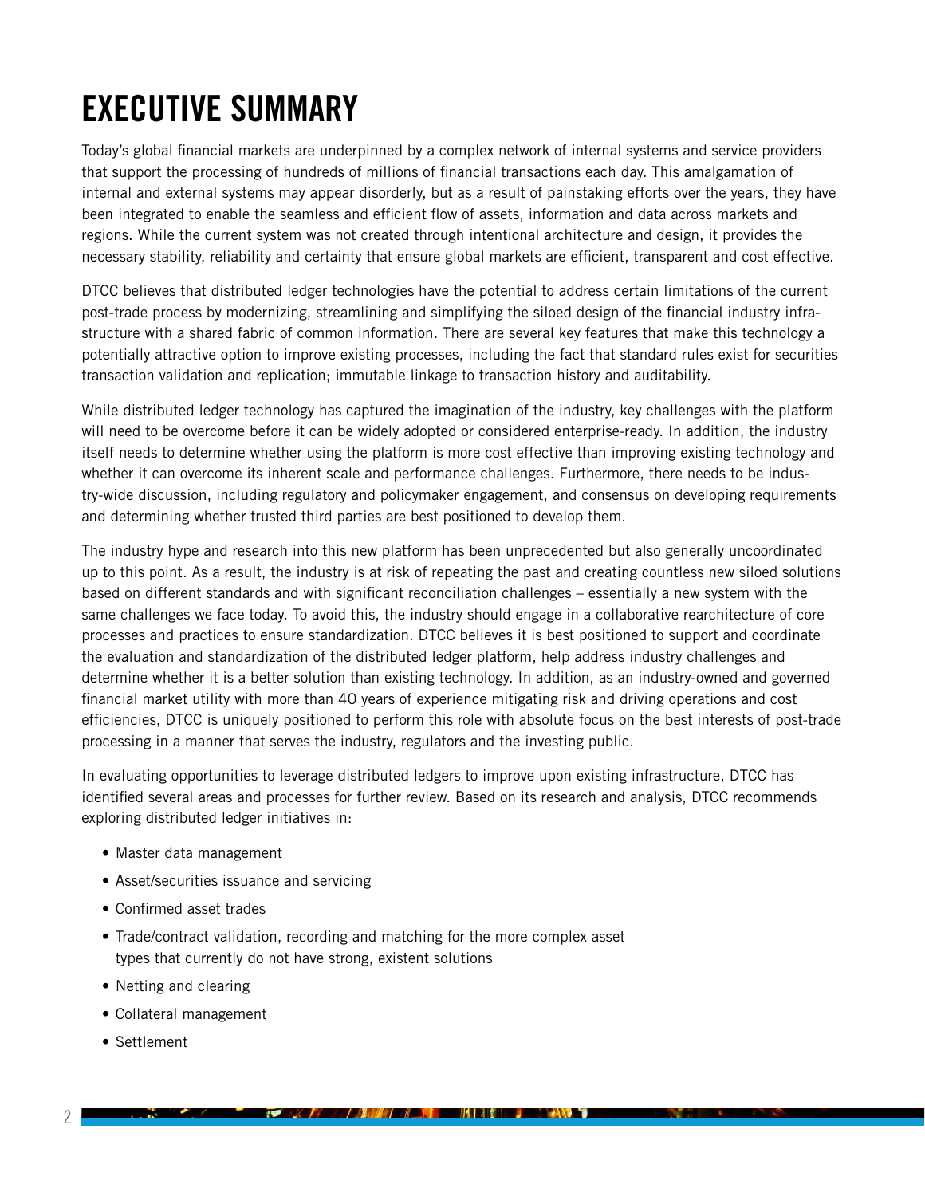# EXECUTIVE SUMMARY

Today's global financial markets are underpinned by a complex network of internal systems and service providers that support the processing of hundreds of millions of financial transactions each day. This amalgamation of internal and external systems may appear disorderly, but as a result of painstaking efforts over the years, they have been integrated to enable the seamless and efficient flow of assets, information and data across markets and regions. While the current system was not created through intentional architecture and design, it provides the necessary stability, reliability and certainty that ensure global markets are efficient, transparent and cost effective.

DTCC believes that distributed ledger technologies have the potential to address certain limitations of the current post-trade process by modernizing, streamlining and simplifying the siloed design of the financial industry infrastructure with a shared fabric of common information. There are several key features that make this technology a potentially attractive option to improve existing processes, including the fact that standard rules exist for securities transaction validation and replication; immutable linkage to transaction history and auditability.

While distributed ledger technology has captured the imagination of the industry, key challenges with the platform will need to be overcome before it can be widely adopted or considered enterprise-ready. In addition, the industry itself needs to determine whether using the platform is more cost effective than improving existing technology and whether it can overcome its inherent scale and performance challenges. Furthermore, there needs to be industry-wide discussion, including regulatory and policymaker engagement, and consensus on developing requirements and determining whether trusted third parties are best positioned to develop them.

The industry hype and research into this new platform has been unprecedented but also generally uncoordinated up to this point. As a result, the industry is at risk of repeating the past and creating countless new siloed solutions based on different standards and with significant reconciliation challenges – essentially a new system with the same challenges we face today. To avoid this, the industry should engage in a collaborative rearchitecture of core processes and practices to ensure standardization. DTCC believes it is best positioned to support and coordinate the evaluation and standardization of the distributed ledger platform, help address industry challenges and determine whether it is a better solution than existing technology. In addition, as an industry-owned and governed financial market utility with more than 40 years of experience mitigating risk and driving operations and cost efficiencies, DTCC is uniquely positioned to perform this role with absolute focus on the best interests of post-trade processing in a manner that serves the industry, regulators and the investing public.

In evaluating opportunities to leverage distributed ledgers to improve upon existing infrastructure, DTCC has identified several areas and processes for further review. Based on its research and analysis, DTCC recommends exploring distributed ledger initiatives in:

- Master data management
- Asset/securities issuance and servicing
- Confirmed asset trades
- Trade/contract validation, recording and matching for the more complex asset types that currently do not have strong, existent solutions
- Netting and clearing
- Collateral management
- Settlement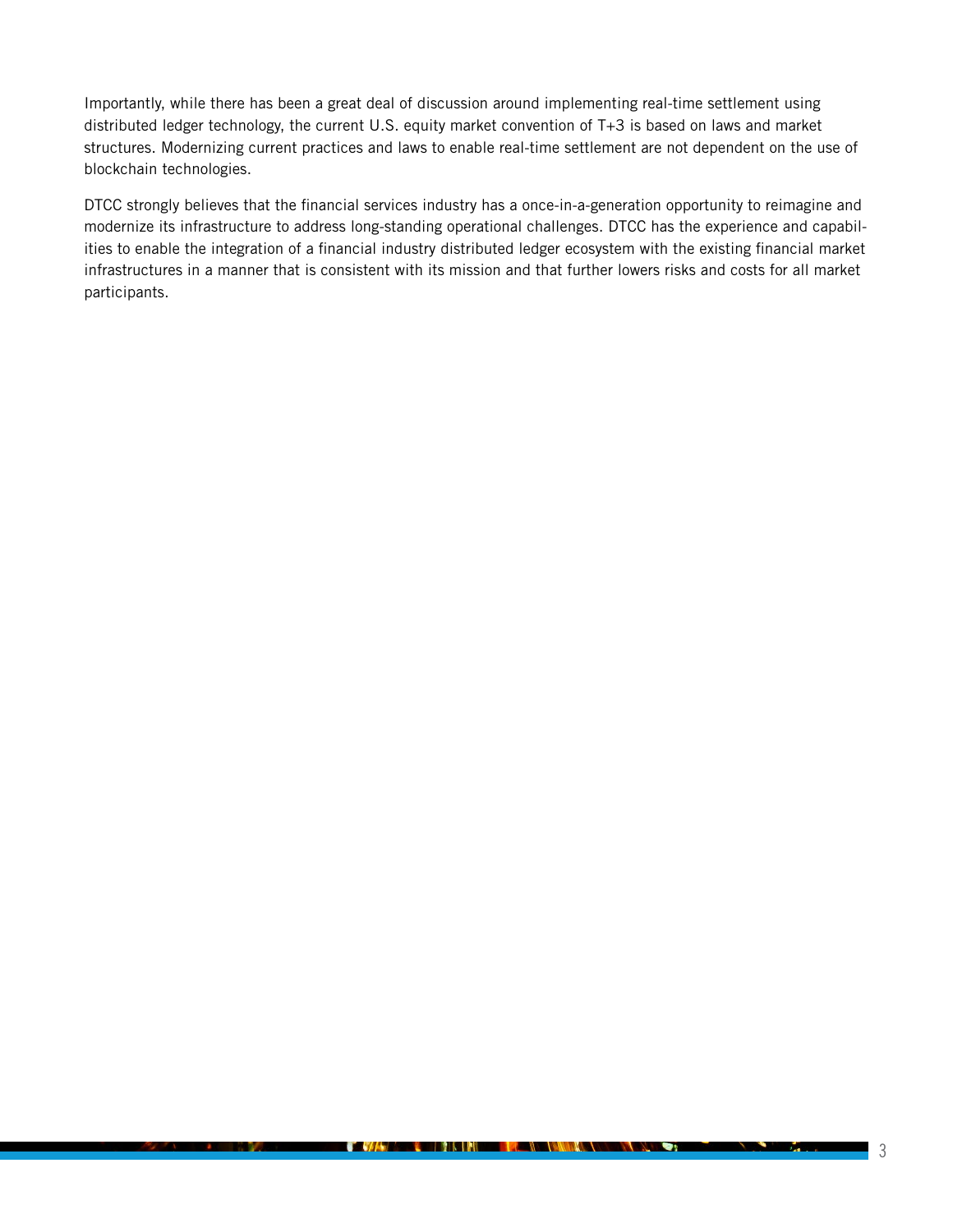Importantly, while there has been a great deal of discussion around implementing real-time settlement using distributed ledger technology, the current U.S. equity market convention of T+3 is based on laws and market structures. Modernizing current practices and laws to enable real-time settlement are not dependent on the use of blockchain technologies.

DTCC strongly believes that the financial services industry has a once-in-a-generation opportunity to reimagine and modernize its infrastructure to address long-standing operational challenges. DTCC has the experience and capabilities to enable the integration of a financial industry distributed ledger ecosystem with the existing financial market infrastructures in a manner that is consistent with its mission and that further lowers risks and costs for all market participants.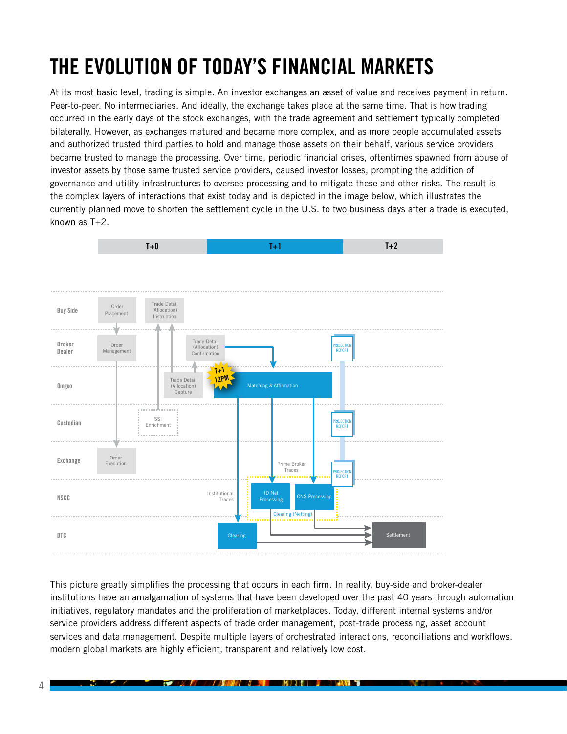# THE EVOLUTION OF TODAY'S FINANCIAL MARKETS

At its most basic level, trading is simple. An investor exchanges an asset of value and receives payment in return. Peer-to-peer. No intermediaries. And ideally, the exchange takes place at the same time. That is how trading occurred in the early days of the stock exchanges, with the trade agreement and settlement typically completed bilaterally. However, as exchanges matured and became more complex, and as more people accumulated assets and authorized trusted third parties to hold and manage those assets on their behalf, various service providers became trusted to manage the processing. Over time, periodic financial crises, oftentimes spawned from abuse of investor assets by those same trusted service providers, caused investor losses, prompting the addition of governance and utility infrastructures to oversee processing and to mitigate these and other risks. The result is the complex layers of interactions that exist today and is depicted in the image below, which illustrates the currently planned move to shorten the settlement cycle in the U.S. to two business days after a trade is executed, known as T+2.

T+0 | T+1 | T+2

Buy Side: Order Placement; Trade Detail (Allocation) Instruction

Broker Dealer: Order Management; Trade Detail (Allocation) Confirmation; PROJECTION REPORT

Omgeo: Trade Detail (Allocation) Capture; T+1 12PM; Matching & Affirmation

Custodian: SSI Enrichment; PROJECTION REPORT

Exchange: Order Execution; Prime Broker Trades; PROJECTION REPORT

NSCC: Institutional Trades; ID Net Processing; CNS Processing; Clearing (Netting)

DTC: Clearing; Settlement

This picture greatly simplifies the processing that occurs in each firm. In reality, buy-side and broker-dealer institutions have an amalgamation of systems that have been developed over the past 40 years through automation initiatives, regulatory mandates and the proliferation of marketplaces. Today, different internal systems and/or service providers address different aspects of trade order management, post-trade processing, asset account services and data management. Despite multiple layers of orchestrated interactions, reconciliations and workflows, modern global markets are highly efficient, transparent and relatively low cost.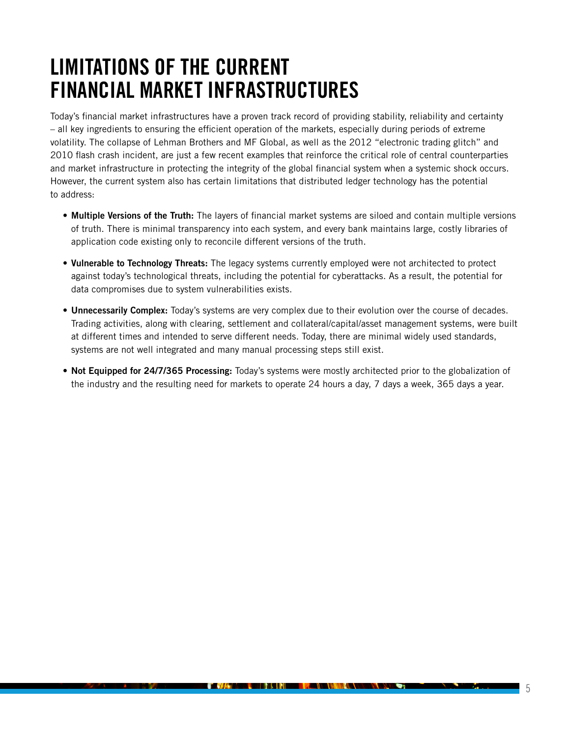# LIMITATIONS OF THE CURRENT FINANCIAL MARKET INFRASTRUCTURES

Today's financial market infrastructures have a proven track record of providing stability, reliability and certainty – all key ingredients to ensuring the efficient operation of the markets, especially during periods of extreme volatility. The collapse of Lehman Brothers and MF Global, as well as the 2012 "electronic trading glitch" and 2010 flash crash incident, are just a few recent examples that reinforce the critical role of central counterparties and market infrastructure in protecting the integrity of the global financial system when a systemic shock occurs. However, the current system also has certain limitations that distributed ledger technology has the potential to address:

- **Multiple Versions of the Truth:** The layers of financial market systems are siloed and contain multiple versions of truth. There is minimal transparency into each system, and every bank maintains large, costly libraries of application code existing only to reconcile different versions of the truth.
- **Vulnerable to Technology Threats:** The legacy systems currently employed were not architected to protect against today's technological threats, including the potential for cyberattacks. As a result, the potential for data compromises due to system vulnerabilities exists.
- **Unnecessarily Complex:** Today's systems are very complex due to their evolution over the course of decades. Trading activities, along with clearing, settlement and collateral/capital/asset management systems, were built at different times and intended to serve different needs. Today, there are minimal widely used standards, systems are not well integrated and many manual processing steps still exist.
- **Not Equipped for 24/7/365 Processing:** Today's systems were mostly architected prior to the globalization of the industry and the resulting need for markets to operate 24 hours a day, 7 days a week, 365 days a year.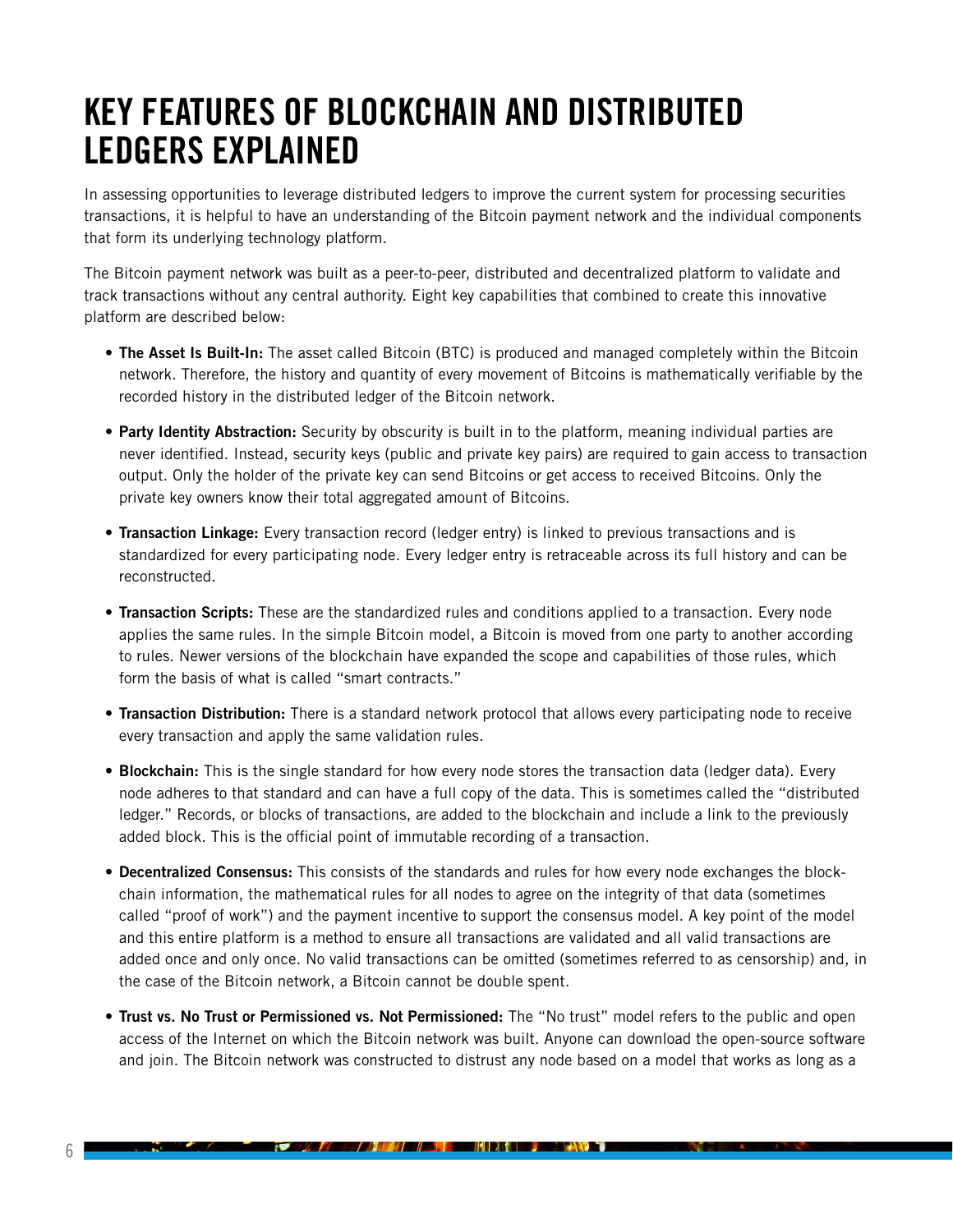# KEY FEATURES OF BLOCKCHAIN AND DISTRIBUTED LEDGERS EXPLAINED

In assessing opportunities to leverage distributed ledgers to improve the current system for processing securities transactions, it is helpful to have an understanding of the Bitcoin payment network and the individual components that form its underlying technology platform.

The Bitcoin payment network was built as a peer-to-peer, distributed and decentralized platform to validate and track transactions without any central authority. Eight key capabilities that combined to create this innovative platform are described below:

- **The Asset Is Built-In:** The asset called Bitcoin (BTC) is produced and managed completely within the Bitcoin network. Therefore, the history and quantity of every movement of Bitcoins is mathematically verifiable by the recorded history in the distributed ledger of the Bitcoin network.
- **Party Identity Abstraction:** Security by obscurity is built in to the platform, meaning individual parties are never identified. Instead, security keys (public and private key pairs) are required to gain access to transaction output. Only the holder of the private key can send Bitcoins or get access to received Bitcoins. Only the private key owners know their total aggregated amount of Bitcoins.
- **Transaction Linkage:** Every transaction record (ledger entry) is linked to previous transactions and is standardized for every participating node. Every ledger entry is retraceable across its full history and can be reconstructed.
- **Transaction Scripts:** These are the standardized rules and conditions applied to a transaction. Every node applies the same rules. In the simple Bitcoin model, a Bitcoin is moved from one party to another according to rules. Newer versions of the blockchain have expanded the scope and capabilities of those rules, which form the basis of what is called "smart contracts."
- **Transaction Distribution:** There is a standard network protocol that allows every participating node to receive every transaction and apply the same validation rules.
- **Blockchain:** This is the single standard for how every node stores the transaction data (ledger data). Every node adheres to that standard and can have a full copy of the data. This is sometimes called the "distributed ledger." Records, or blocks of transactions, are added to the blockchain and include a link to the previously added block. This is the official point of immutable recording of a transaction.
- **Decentralized Consensus:** This consists of the standards and rules for how every node exchanges the block-chain information, the mathematical rules for all nodes to agree on the integrity of that data (sometimes called "proof of work") and the payment incentive to support the consensus model. A key point of the model and this entire platform is a method to ensure all transactions are validated and all valid transactions are added once and only once. No valid transactions can be omitted (sometimes referred to as censorship) and, in the case of the Bitcoin network, a Bitcoin cannot be double spent.
- **Trust vs. No Trust or Permissioned vs. Not Permissioned:** The "No trust" model refers to the public and open access of the Internet on which the Bitcoin network was built. Anyone can download the open-source software and join. The Bitcoin network was constructed to distrust any node based on a model that works as long as a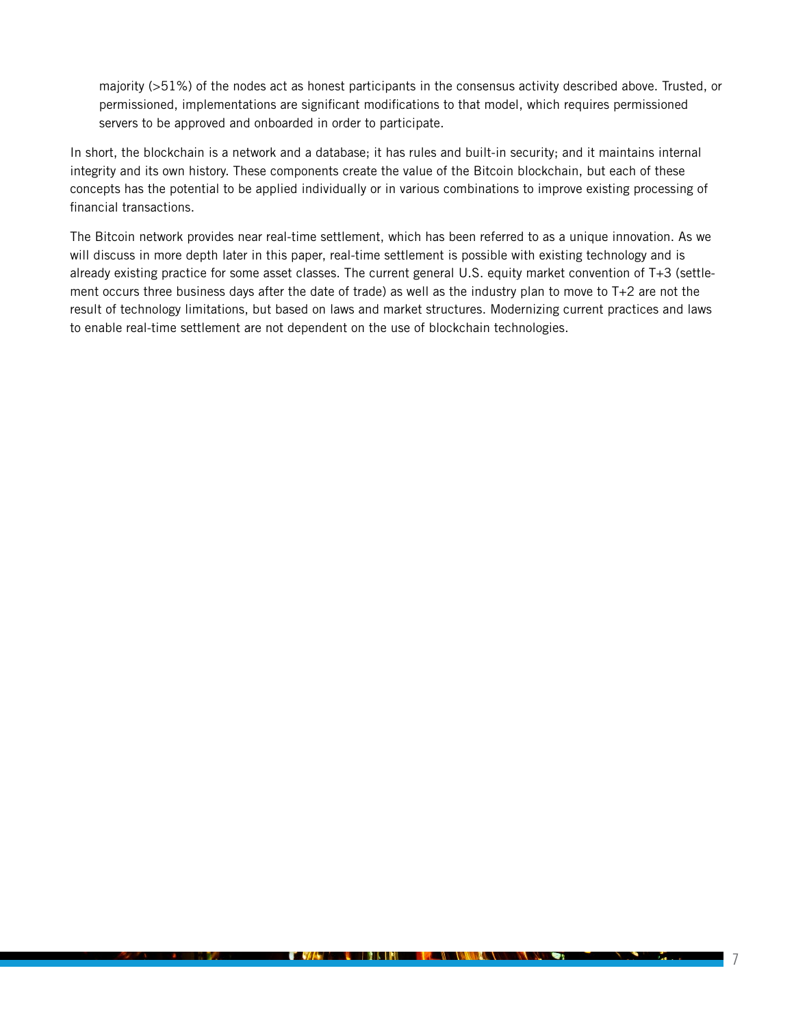majority (>51%) of the nodes act as honest participants in the consensus activity described above. Trusted, or permissioned, implementations are significant modifications to that model, which requires permissioned servers to be approved and onboarded in order to participate.

In short, the blockchain is a network and a database; it has rules and built-in security; and it maintains internal integrity and its own history. These components create the value of the Bitcoin blockchain, but each of these concepts has the potential to be applied individually or in various combinations to improve existing processing of financial transactions.

The Bitcoin network provides near real-time settlement, which has been referred to as a unique innovation. As we will discuss in more depth later in this paper, real-time settlement is possible with existing technology and is already existing practice for some asset classes. The current general U.S. equity market convention of T+3 (settlement occurs three business days after the date of trade) as well as the industry plan to move to T+2 are not the result of technology limitations, but based on laws and market structures. Modernizing current practices and laws to enable real-time settlement are not dependent on the use of blockchain technologies.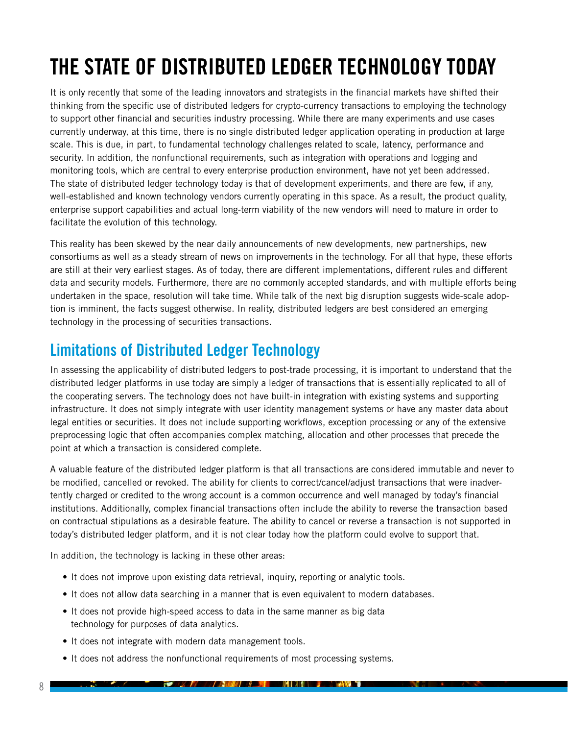# THE STATE OF DISTRIBUTED LEDGER TECHNOLOGY TODAY

It is only recently that some of the leading innovators and strategists in the financial markets have shifted their thinking from the specific use of distributed ledgers for crypto-currency transactions to employing the technology to support other financial and securities industry processing. While there are many experiments and use cases currently underway, at this time, there is no single distributed ledger application operating in production at large scale. This is due, in part, to fundamental technology challenges related to scale, latency, performance and security. In addition, the nonfunctional requirements, such as integration with operations and logging and monitoring tools, which are central to every enterprise production environment, have not yet been addressed. The state of distributed ledger technology today is that of development experiments, and there are few, if any, well-established and known technology vendors currently operating in this space. As a result, the product quality, enterprise support capabilities and actual long-term viability of the new vendors will need to mature in order to facilitate the evolution of this technology.

This reality has been skewed by the near daily announcements of new developments, new partnerships, new consortiums as well as a steady stream of news on improvements in the technology. For all that hype, these efforts are still at their very earliest stages. As of today, there are different implementations, different rules and different data and security models. Furthermore, there are no commonly accepted standards, and with multiple efforts being undertaken in the space, resolution will take time. While talk of the next big disruption suggests wide-scale adoption is imminent, the facts suggest otherwise. In reality, distributed ledgers are best considered an emerging technology in the processing of securities transactions.

## Limitations of Distributed Ledger Technology

In assessing the applicability of distributed ledgers to post-trade processing, it is important to understand that the distributed ledger platforms in use today are simply a ledger of transactions that is essentially replicated to all of the cooperating servers. The technology does not have built-in integration with existing systems and supporting infrastructure. It does not simply integrate with user identity management systems or have any master data about legal entities or securities. It does not include supporting workflows, exception processing or any of the extensive preprocessing logic that often accompanies complex matching, allocation and other processes that precede the point at which a transaction is considered complete.

A valuable feature of the distributed ledger platform is that all transactions are considered immutable and never to be modified, cancelled or revoked. The ability for clients to correct/cancel/adjust transactions that were inadvertently charged or credited to the wrong account is a common occurrence and well managed by today's financial institutions. Additionally, complex financial transactions often include the ability to reverse the transaction based on contractual stipulations as a desirable feature. The ability to cancel or reverse a transaction is not supported in today's distributed ledger platform, and it is not clear today how the platform could evolve to support that.

In addition, the technology is lacking in these other areas:

- It does not improve upon existing data retrieval, inquiry, reporting or analytic tools.
- It does not allow data searching in a manner that is even equivalent to modern databases.
- It does not provide high-speed access to data in the same manner as big data technology for purposes of data analytics.
- It does not integrate with modern data management tools.
- It does not address the nonfunctional requirements of most processing systems.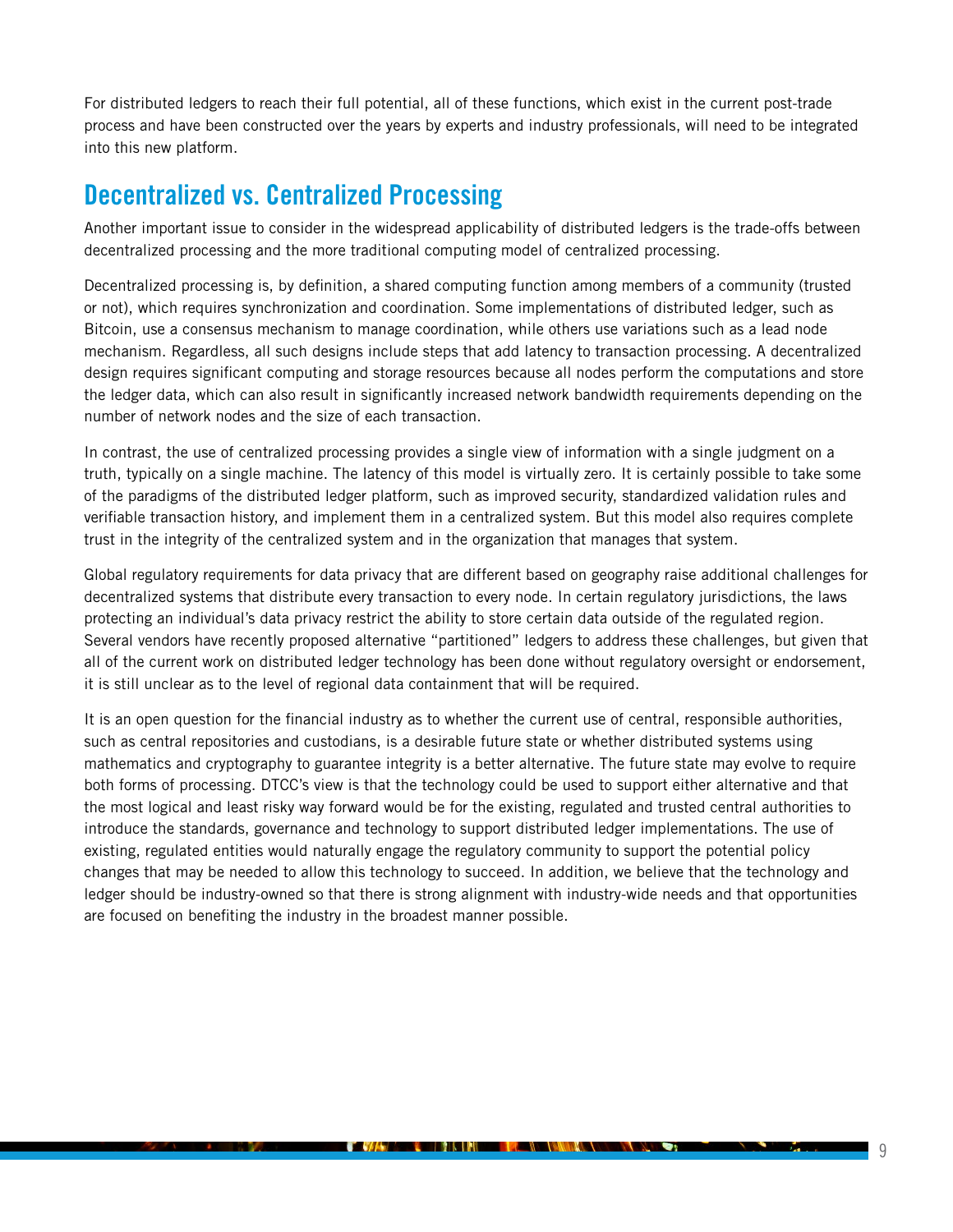For distributed ledgers to reach their full potential, all of these functions, which exist in the current post-trade process and have been constructed over the years by experts and industry professionals, will need to be integrated into this new platform.

## Decentralized vs. Centralized Processing

Another important issue to consider in the widespread applicability of distributed ledgers is the trade-offs between decentralized processing and the more traditional computing model of centralized processing.

Decentralized processing is, by definition, a shared computing function among members of a community (trusted or not), which requires synchronization and coordination. Some implementations of distributed ledger, such as Bitcoin, use a consensus mechanism to manage coordination, while others use variations such as a lead node mechanism. Regardless, all such designs include steps that add latency to transaction processing. A decentralized design requires significant computing and storage resources because all nodes perform the computations and store the ledger data, which can also result in significantly increased network bandwidth requirements depending on the number of network nodes and the size of each transaction.

In contrast, the use of centralized processing provides a single view of information with a single judgment on a truth, typically on a single machine. The latency of this model is virtually zero. It is certainly possible to take some of the paradigms of the distributed ledger platform, such as improved security, standardized validation rules and verifiable transaction history, and implement them in a centralized system. But this model also requires complete trust in the integrity of the centralized system and in the organization that manages that system.

Global regulatory requirements for data privacy that are different based on geography raise additional challenges for decentralized systems that distribute every transaction to every node. In certain regulatory jurisdictions, the laws protecting an individual's data privacy restrict the ability to store certain data outside of the regulated region. Several vendors have recently proposed alternative "partitioned" ledgers to address these challenges, but given that all of the current work on distributed ledger technology has been done without regulatory oversight or endorsement, it is still unclear as to the level of regional data containment that will be required.

It is an open question for the financial industry as to whether the current use of central, responsible authorities, such as central repositories and custodians, is a desirable future state or whether distributed systems using mathematics and cryptography to guarantee integrity is a better alternative. The future state may evolve to require both forms of processing. DTCC's view is that the technology could be used to support either alternative and that the most logical and least risky way forward would be for the existing, regulated and trusted central authorities to introduce the standards, governance and technology to support distributed ledger implementations. The use of existing, regulated entities would naturally engage the regulatory community to support the potential policy changes that may be needed to allow this technology to succeed. In addition, we believe that the technology and ledger should be industry-owned so that there is strong alignment with industry-wide needs and that opportunities are focused on benefiting the industry in the broadest manner possible.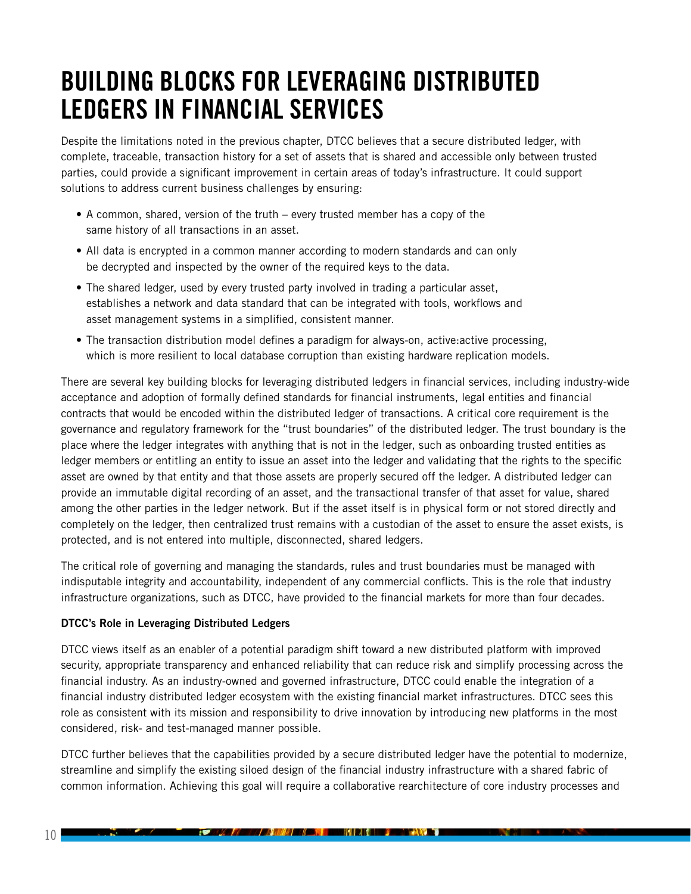# BUILDING BLOCKS FOR LEVERAGING DISTRIBUTED LEDGERS IN FINANCIAL SERVICES

Despite the limitations noted in the previous chapter, DTCC believes that a secure distributed ledger, with complete, traceable, transaction history for a set of assets that is shared and accessible only between trusted parties, could provide a significant improvement in certain areas of today's infrastructure. It could support solutions to address current business challenges by ensuring:

- A common, shared, version of the truth – every trusted member has a copy of the same history of all transactions in an asset.
- All data is encrypted in a common manner according to modern standards and can only be decrypted and inspected by the owner of the required keys to the data.
- The shared ledger, used by every trusted party involved in trading a particular asset, establishes a network and data standard that can be integrated with tools, workflows and asset management systems in a simplified, consistent manner.
- The transaction distribution model defines a paradigm for always-on, active:active processing, which is more resilient to local database corruption than existing hardware replication models.

There are several key building blocks for leveraging distributed ledgers in financial services, including industry-wide acceptance and adoption of formally defined standards for financial instruments, legal entities and financial contracts that would be encoded within the distributed ledger of transactions. A critical core requirement is the governance and regulatory framework for the "trust boundaries" of the distributed ledger. The trust boundary is the place where the ledger integrates with anything that is not in the ledger, such as onboarding trusted entities as ledger members or entitling an entity to issue an asset into the ledger and validating that the rights to the specific asset are owned by that entity and that those assets are properly secured off the ledger. A distributed ledger can provide an immutable digital recording of an asset, and the transactional transfer of that asset for value, shared among the other parties in the ledger network. But if the asset itself is in physical form or not stored directly and completely on the ledger, then centralized trust remains with a custodian of the asset to ensure the asset exists, is protected, and is not entered into multiple, disconnected, shared ledgers.

The critical role of governing and managing the standards, rules and trust boundaries must be managed with indisputable integrity and accountability, independent of any commercial conflicts. This is the role that industry infrastructure organizations, such as DTCC, have provided to the financial markets for more than four decades.

**DTCC's Role in Leveraging Distributed Ledgers**

DTCC views itself as an enabler of a potential paradigm shift toward a new distributed platform with improved security, appropriate transparency and enhanced reliability that can reduce risk and simplify processing across the financial industry. As an industry-owned and governed infrastructure, DTCC could enable the integration of a financial industry distributed ledger ecosystem with the existing financial market infrastructures. DTCC sees this role as consistent with its mission and responsibility to drive innovation by introducing new platforms in the most considered, risk- and test-managed manner possible.

DTCC further believes that the capabilities provided by a secure distributed ledger have the potential to modernize, streamline and simplify the existing siloed design of the financial industry infrastructure with a shared fabric of common information. Achieving this goal will require a collaborative rearchitecture of core industry processes and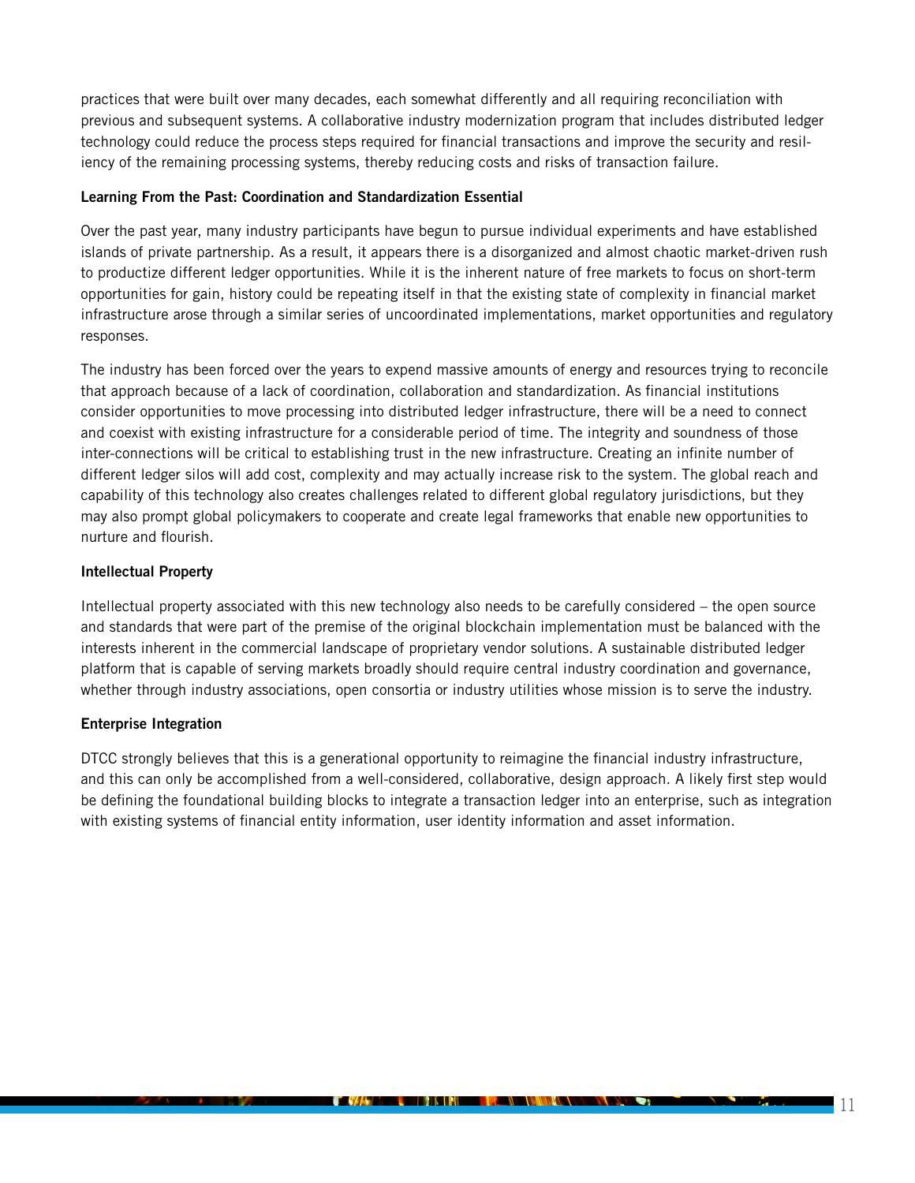practices that were built over many decades, each somewhat differently and all requiring reconciliation with previous and subsequent systems. A collaborative industry modernization program that includes distributed ledger technology could reduce the process steps required for financial transactions and improve the security and resiliency of the remaining processing systems, thereby reducing costs and risks of transaction failure.

**Learning From the Past: Coordination and Standardization Essential**

Over the past year, many industry participants have begun to pursue individual experiments and have established islands of private partnership. As a result, it appears there is a disorganized and almost chaotic market-driven rush to productize different ledger opportunities. While it is the inherent nature of free markets to focus on short-term opportunities for gain, history could be repeating itself in that the existing state of complexity in financial market infrastructure arose through a similar series of uncoordinated implementations, market opportunities and regulatory responses.

The industry has been forced over the years to expend massive amounts of energy and resources trying to reconcile that approach because of a lack of coordination, collaboration and standardization. As financial institutions consider opportunities to move processing into distributed ledger infrastructure, there will be a need to connect and coexist with existing infrastructure for a considerable period of time. The integrity and soundness of those inter-connections will be critical to establishing trust in the new infrastructure. Creating an infinite number of different ledger silos will add cost, complexity and may actually increase risk to the system. The global reach and capability of this technology also creates challenges related to different global regulatory jurisdictions, but they may also prompt global policymakers to cooperate and create legal frameworks that enable new opportunities to nurture and flourish.

**Intellectual Property**

Intellectual property associated with this new technology also needs to be carefully considered – the open source and standards that were part of the premise of the original blockchain implementation must be balanced with the interests inherent in the commercial landscape of proprietary vendor solutions. A sustainable distributed ledger platform that is capable of serving markets broadly should require central industry coordination and governance, whether through industry associations, open consortia or industry utilities whose mission is to serve the industry.

**Enterprise Integration**

DTCC strongly believes that this is a generational opportunity to reimagine the financial industry infrastructure, and this can only be accomplished from a well-considered, collaborative, design approach. A likely first step would be defining the foundational building blocks to integrate a transaction ledger into an enterprise, such as integration with existing systems of financial entity information, user identity information and asset information.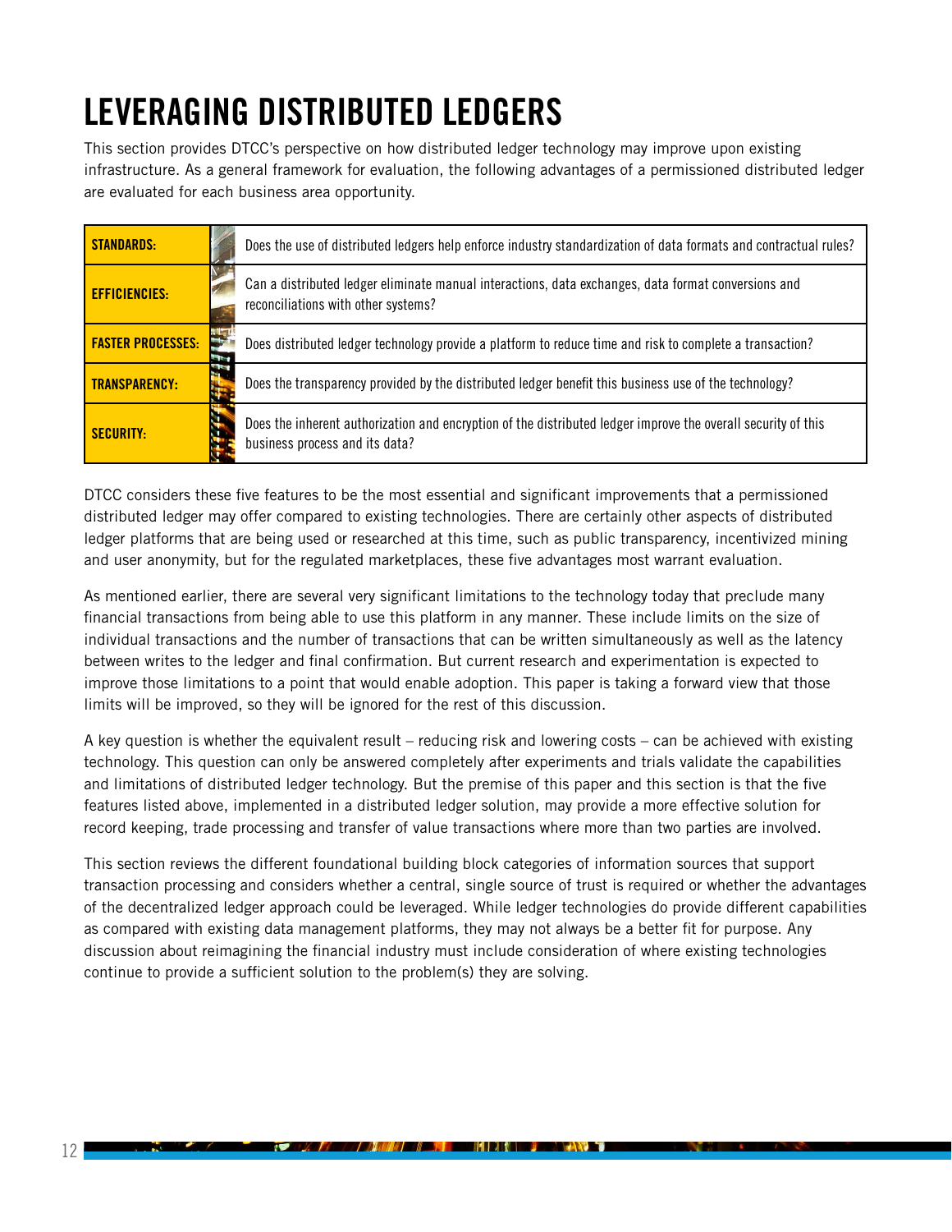# LEVERAGING DISTRIBUTED LEDGERS

This section provides DTCC's perspective on how distributed ledger technology may improve upon existing infrastructure. As a general framework for evaluation, the following advantages of a permissioned distributed ledger are evaluated for each business area opportunity.

| | |
|---|---|
| **STANDARDS:** | Does the use of distributed ledgers help enforce industry standardization of data formats and contractual rules? |
| **EFFICIENCIES:** | Can a distributed ledger eliminate manual interactions, data exchanges, data format conversions and reconciliations with other systems? |
| **FASTER PROCESSES:** | Does distributed ledger technology provide a platform to reduce time and risk to complete a transaction? |
| **TRANSPARENCY:** | Does the transparency provided by the distributed ledger benefit this business use of the technology? |
| **SECURITY:** | Does the inherent authorization and encryption of the distributed ledger improve the overall security of this business process and its data? |

DTCC considers these five features to be the most essential and significant improvements that a permissioned distributed ledger may offer compared to existing technologies. There are certainly other aspects of distributed ledger platforms that are being used or researched at this time, such as public transparency, incentivized mining and user anonymity, but for the regulated marketplaces, these five advantages most warrant evaluation.

As mentioned earlier, there are several very significant limitations to the technology today that preclude many financial transactions from being able to use this platform in any manner. These include limits on the size of individual transactions and the number of transactions that can be written simultaneously as well as the latency between writes to the ledger and final confirmation. But current research and experimentation is expected to improve those limitations to a point that would enable adoption. This paper is taking a forward view that those limits will be improved, so they will be ignored for the rest of this discussion.

A key question is whether the equivalent result – reducing risk and lowering costs – can be achieved with existing technology. This question can only be answered completely after experiments and trials validate the capabilities and limitations of distributed ledger technology. But the premise of this paper and this section is that the five features listed above, implemented in a distributed ledger solution, may provide a more effective solution for record keeping, trade processing and transfer of value transactions where more than two parties are involved.

This section reviews the different foundational building block categories of information sources that support transaction processing and considers whether a central, single source of trust is required or whether the advantages of the decentralized ledger approach could be leveraged. While ledger technologies do provide different capabilities as compared with existing data management platforms, they may not always be a better fit for purpose. Any discussion about reimagining the financial industry must include consideration of where existing technologies continue to provide a sufficient solution to the problem(s) they are solving.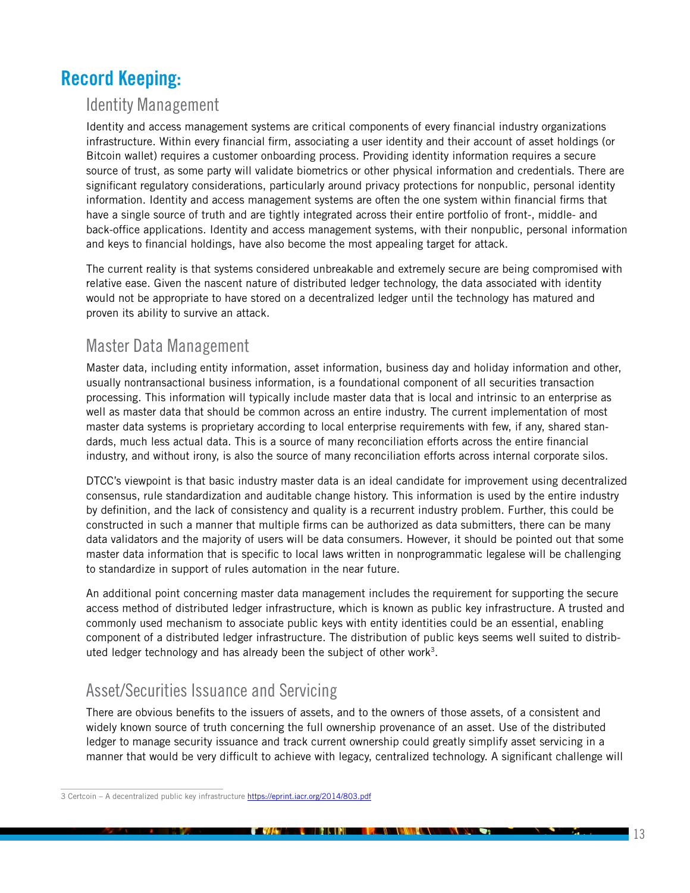# Record Keeping:

## Identity Management

Identity and access management systems are critical components of every financial industry organizations infrastructure. Within every financial firm, associating a user identity and their account of asset holdings (or Bitcoin wallet) requires a customer onboarding process. Providing identity information requires a secure source of trust, as some party will validate biometrics or other physical information and credentials. There are significant regulatory considerations, particularly around privacy protections for nonpublic, personal identity information. Identity and access management systems are often the one system within financial firms that have a single source of truth and are tightly integrated across their entire portfolio of front-, middle- and back-office applications. Identity and access management systems, with their nonpublic, personal information and keys to financial holdings, have also become the most appealing target for attack.

The current reality is that systems considered unbreakable and extremely secure are being compromised with relative ease. Given the nascent nature of distributed ledger technology, the data associated with identity would not be appropriate to have stored on a decentralized ledger until the technology has matured and proven its ability to survive an attack.

## Master Data Management

Master data, including entity information, asset information, business day and holiday information and other, usually nontransactional business information, is a foundational component of all securities transaction processing. This information will typically include master data that is local and intrinsic to an enterprise as well as master data that should be common across an entire industry. The current implementation of most master data systems is proprietary according to local enterprise requirements with few, if any, shared standards, much less actual data. This is a source of many reconciliation efforts across the entire financial industry, and without irony, is also the source of many reconciliation efforts across internal corporate silos.

DTCC's viewpoint is that basic industry master data is an ideal candidate for improvement using decentralized consensus, rule standardization and auditable change history. This information is used by the entire industry by definition, and the lack of consistency and quality is a recurrent industry problem. Further, this could be constructed in such a manner that multiple firms can be authorized as data submitters, there can be many data validators and the majority of users will be data consumers. However, it should be pointed out that some master data information that is specific to local laws written in nonprogrammatic legalese will be challenging to standardize in support of rules automation in the near future.

An additional point concerning master data management includes the requirement for supporting the secure access method of distributed ledger infrastructure, which is known as public key infrastructure. A trusted and commonly used mechanism to associate public keys with entity identities could be an essential, enabling component of a distributed ledger infrastructure. The distribution of public keys seems well suited to distributed ledger technology and has already been the subject of other work[3].

## Asset/Securities Issuance and Servicing

There are obvious benefits to the issuers of assets, and to the owners of those assets, of a consistent and widely known source of truth concerning the full ownership provenance of an asset. Use of the distributed ledger to manage security issuance and track current ownership could greatly simplify asset servicing in a manner that would be very difficult to achieve with legacy, centralized technology. A significant challenge will

---

3 Certcoin – A decentralized public key infrastructure https://eprint.iacr.org/2014/803.pdf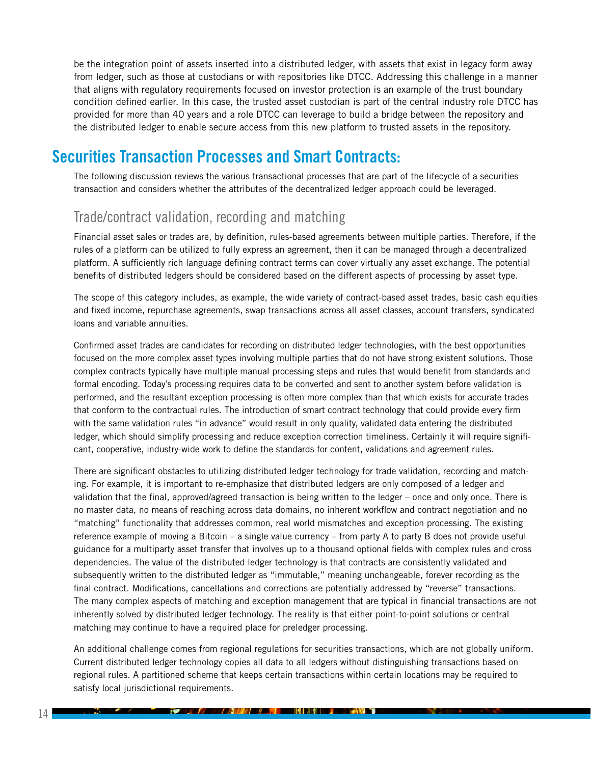be the integration point of assets inserted into a distributed ledger, with assets that exist in legacy form away from ledger, such as those at custodians or with repositories like DTCC. Addressing this challenge in a manner that aligns with regulatory requirements focused on investor protection is an example of the trust boundary condition defined earlier. In this case, the trusted asset custodian is part of the central industry role DTCC has provided for more than 40 years and a role DTCC can leverage to build a bridge between the repository and the distributed ledger to enable secure access from this new platform to trusted assets in the repository.

## Securities Transaction Processes and Smart Contracts:

The following discussion reviews the various transactional processes that are part of the lifecycle of a securities transaction and considers whether the attributes of the decentralized ledger approach could be leveraged.

### Trade/contract validation, recording and matching

Financial asset sales or trades are, by definition, rules-based agreements between multiple parties. Therefore, if the rules of a platform can be utilized to fully express an agreement, then it can be managed through a decentralized platform. A sufficiently rich language defining contract terms can cover virtually any asset exchange. The potential benefits of distributed ledgers should be considered based on the different aspects of processing by asset type.

The scope of this category includes, as example, the wide variety of contract-based asset trades, basic cash equities and fixed income, repurchase agreements, swap transactions across all asset classes, account transfers, syndicated loans and variable annuities.

Confirmed asset trades are candidates for recording on distributed ledger technologies, with the best opportunities focused on the more complex asset types involving multiple parties that do not have strong existent solutions. Those complex contracts typically have multiple manual processing steps and rules that would benefit from standards and formal encoding. Today's processing requires data to be converted and sent to another system before validation is performed, and the resultant exception processing is often more complex than that which exists for accurate trades that conform to the contractual rules. The introduction of smart contract technology that could provide every firm with the same validation rules "in advance" would result in only quality, validated data entering the distributed ledger, which should simplify processing and reduce exception correction timeliness. Certainly it will require significant, cooperative, industry-wide work to define the standards for content, validations and agreement rules.

There are significant obstacles to utilizing distributed ledger technology for trade validation, recording and matching. For example, it is important to re-emphasize that distributed ledgers are only composed of a ledger and validation that the final, approved/agreed transaction is being written to the ledger – once and only once. There is no master data, no means of reaching across data domains, no inherent workflow and contract negotiation and no "matching" functionality that addresses common, real world mismatches and exception processing. The existing reference example of moving a Bitcoin – a single value currency – from party A to party B does not provide useful guidance for a multiparty asset transfer that involves up to a thousand optional fields with complex rules and cross dependencies. The value of the distributed ledger technology is that contracts are consistently validated and subsequently written to the distributed ledger as "immutable," meaning unchangeable, forever recording as the final contract. Modifications, cancellations and corrections are potentially addressed by "reverse" transactions. The many complex aspects of matching and exception management that are typical in financial transactions are not inherently solved by distributed ledger technology. The reality is that either point-to-point solutions or central matching may continue to have a required place for preledger processing.

An additional challenge comes from regional regulations for securities transactions, which are not globally uniform. Current distributed ledger technology copies all data to all ledgers without distinguishing transactions based on regional rules. A partitioned scheme that keeps certain transactions within certain locations may be required to satisfy local jurisdictional requirements.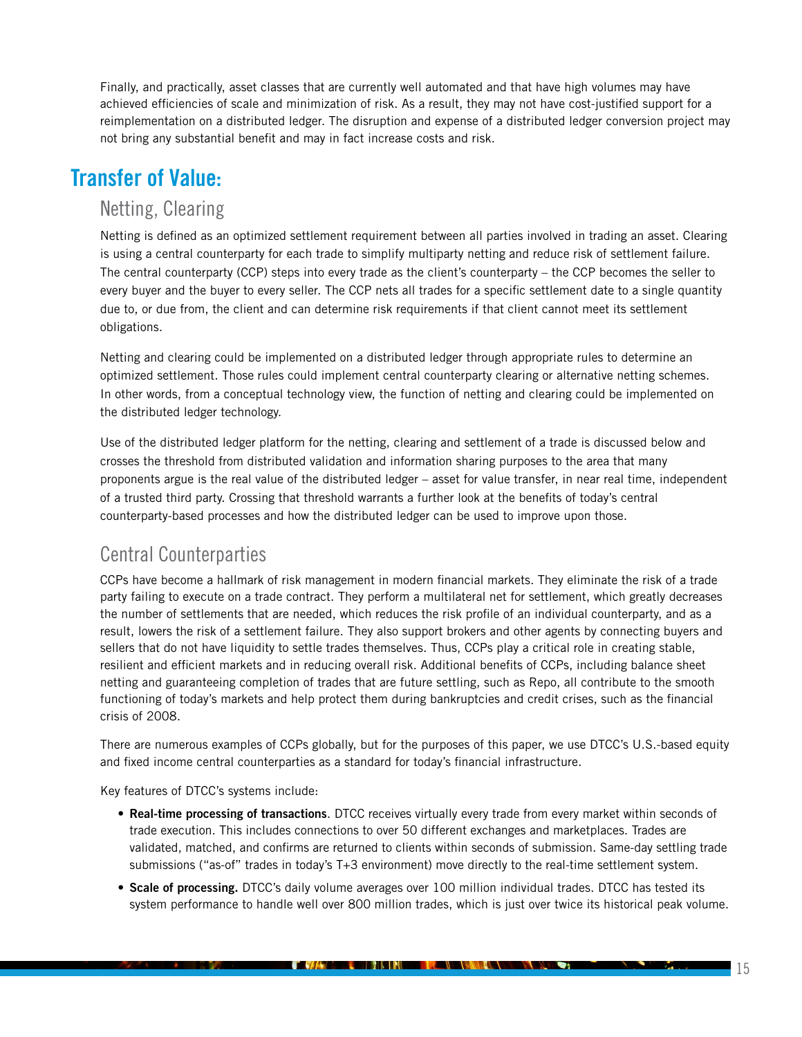Finally, and practically, asset classes that are currently well automated and that have high volumes may have achieved efficiencies of scale and minimization of risk. As a result, they may not have cost-justified support for a reimplementation on a distributed ledger. The disruption and expense of a distributed ledger conversion project may not bring any substantial benefit and may in fact increase costs and risk.

## Transfer of Value:

### Netting, Clearing

Netting is defined as an optimized settlement requirement between all parties involved in trading an asset. Clearing is using a central counterparty for each trade to simplify multiparty netting and reduce risk of settlement failure. The central counterparty (CCP) steps into every trade as the client's counterparty – the CCP becomes the seller to every buyer and the buyer to every seller. The CCP nets all trades for a specific settlement date to a single quantity due to, or due from, the client and can determine risk requirements if that client cannot meet its settlement obligations.

Netting and clearing could be implemented on a distributed ledger through appropriate rules to determine an optimized settlement. Those rules could implement central counterparty clearing or alternative netting schemes. In other words, from a conceptual technology view, the function of netting and clearing could be implemented on the distributed ledger technology.

Use of the distributed ledger platform for the netting, clearing and settlement of a trade is discussed below and crosses the threshold from distributed validation and information sharing purposes to the area that many proponents argue is the real value of the distributed ledger – asset for value transfer, in near real time, independent of a trusted third party. Crossing that threshold warrants a further look at the benefits of today's central counterparty-based processes and how the distributed ledger can be used to improve upon those.

### Central Counterparties

CCPs have become a hallmark of risk management in modern financial markets. They eliminate the risk of a trade party failing to execute on a trade contract. They perform a multilateral net for settlement, which greatly decreases the number of settlements that are needed, which reduces the risk profile of an individual counterparty, and as a result, lowers the risk of a settlement failure. They also support brokers and other agents by connecting buyers and sellers that do not have liquidity to settle trades themselves. Thus, CCPs play a critical role in creating stable, resilient and efficient markets and in reducing overall risk. Additional benefits of CCPs, including balance sheet netting and guaranteeing completion of trades that are future settling, such as Repo, all contribute to the smooth functioning of today's markets and help protect them during bankruptcies and credit crises, such as the financial crisis of 2008.

There are numerous examples of CCPs globally, but for the purposes of this paper, we use DTCC's U.S.-based equity and fixed income central counterparties as a standard for today's financial infrastructure.

Key features of DTCC's systems include:

- **Real-time processing of transactions**. DTCC receives virtually every trade from every market within seconds of trade execution. This includes connections to over 50 different exchanges and marketplaces. Trades are validated, matched, and confirms are returned to clients within seconds of submission. Same-day settling trade submissions ("as-of" trades in today's T+3 environment) move directly to the real-time settlement system.
- **Scale of processing.** DTCC's daily volume averages over 100 million individual trades. DTCC has tested its system performance to handle well over 800 million trades, which is just over twice its historical peak volume.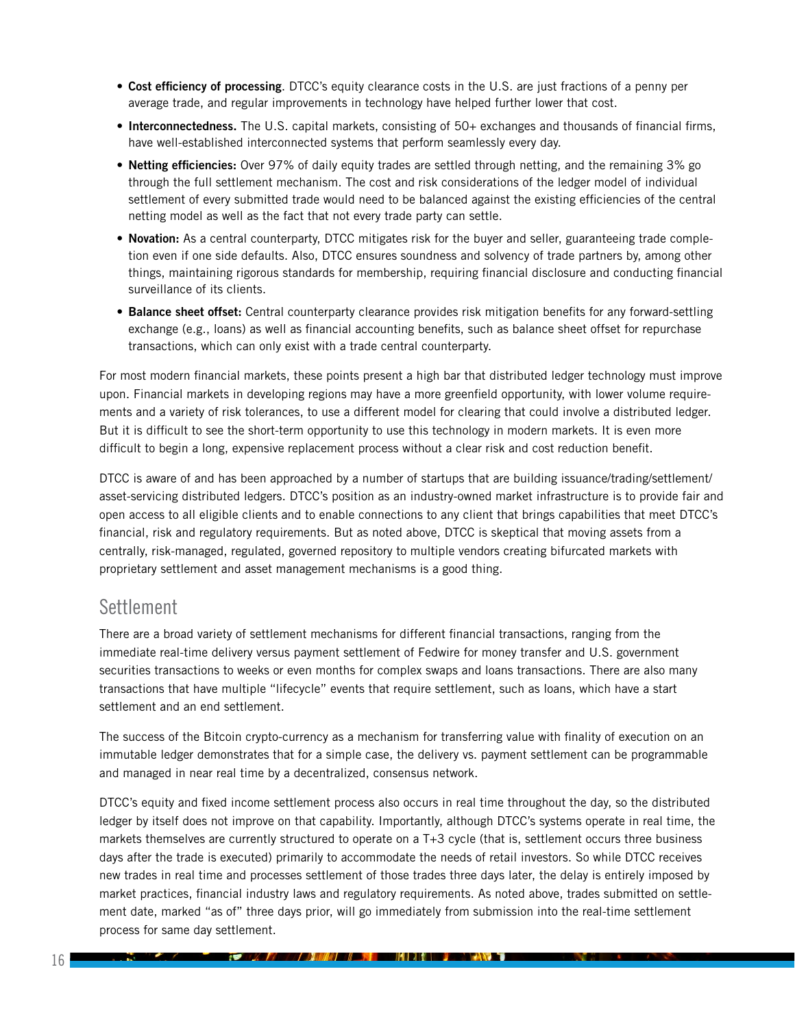- **Cost efficiency of processing**. DTCC's equity clearance costs in the U.S. are just fractions of a penny per average trade, and regular improvements in technology have helped further lower that cost.
- **Interconnectedness.** The U.S. capital markets, consisting of 50+ exchanges and thousands of financial firms, have well-established interconnected systems that perform seamlessly every day.
- **Netting efficiencies:** Over 97% of daily equity trades are settled through netting, and the remaining 3% go through the full settlement mechanism. The cost and risk considerations of the ledger model of individual settlement of every submitted trade would need to be balanced against the existing efficiencies of the central netting model as well as the fact that not every trade party can settle.
- **Novation:** As a central counterparty, DTCC mitigates risk for the buyer and seller, guaranteeing trade completion even if one side defaults. Also, DTCC ensures soundness and solvency of trade partners by, among other things, maintaining rigorous standards for membership, requiring financial disclosure and conducting financial surveillance of its clients.
- **Balance sheet offset:** Central counterparty clearance provides risk mitigation benefits for any forward-settling exchange (e.g., loans) as well as financial accounting benefits, such as balance sheet offset for repurchase transactions, which can only exist with a trade central counterparty.

For most modern financial markets, these points present a high bar that distributed ledger technology must improve upon. Financial markets in developing regions may have a more greenfield opportunity, with lower volume requirements and a variety of risk tolerances, to use a different model for clearing that could involve a distributed ledger. But it is difficult to see the short-term opportunity to use this technology in modern markets. It is even more difficult to begin a long, expensive replacement process without a clear risk and cost reduction benefit.

DTCC is aware of and has been approached by a number of startups that are building issuance/trading/settlement/asset-servicing distributed ledgers. DTCC's position as an industry-owned market infrastructure is to provide fair and open access to all eligible clients and to enable connections to any client that brings capabilities that meet DTCC's financial, risk and regulatory requirements. But as noted above, DTCC is skeptical that moving assets from a centrally, risk-managed, regulated, governed repository to multiple vendors creating bifurcated markets with proprietary settlement and asset management mechanisms is a good thing.

## Settlement

There are a broad variety of settlement mechanisms for different financial transactions, ranging from the immediate real-time delivery versus payment settlement of Fedwire for money transfer and U.S. government securities transactions to weeks or even months for complex swaps and loans transactions. There are also many transactions that have multiple "lifecycle" events that require settlement, such as loans, which have a start settlement and an end settlement.

The success of the Bitcoin crypto-currency as a mechanism for transferring value with finality of execution on an immutable ledger demonstrates that for a simple case, the delivery vs. payment settlement can be programmable and managed in near real time by a decentralized, consensus network.

DTCC's equity and fixed income settlement process also occurs in real time throughout the day, so the distributed ledger by itself does not improve on that capability. Importantly, although DTCC's systems operate in real time, the markets themselves are currently structured to operate on a T+3 cycle (that is, settlement occurs three business days after the trade is executed) primarily to accommodate the needs of retail investors. So while DTCC receives new trades in real time and processes settlement of those trades three days later, the delay is entirely imposed by market practices, financial industry laws and regulatory requirements. As noted above, trades submitted on settlement date, marked "as of" three days prior, will go immediately from submission into the real-time settlement process for same day settlement.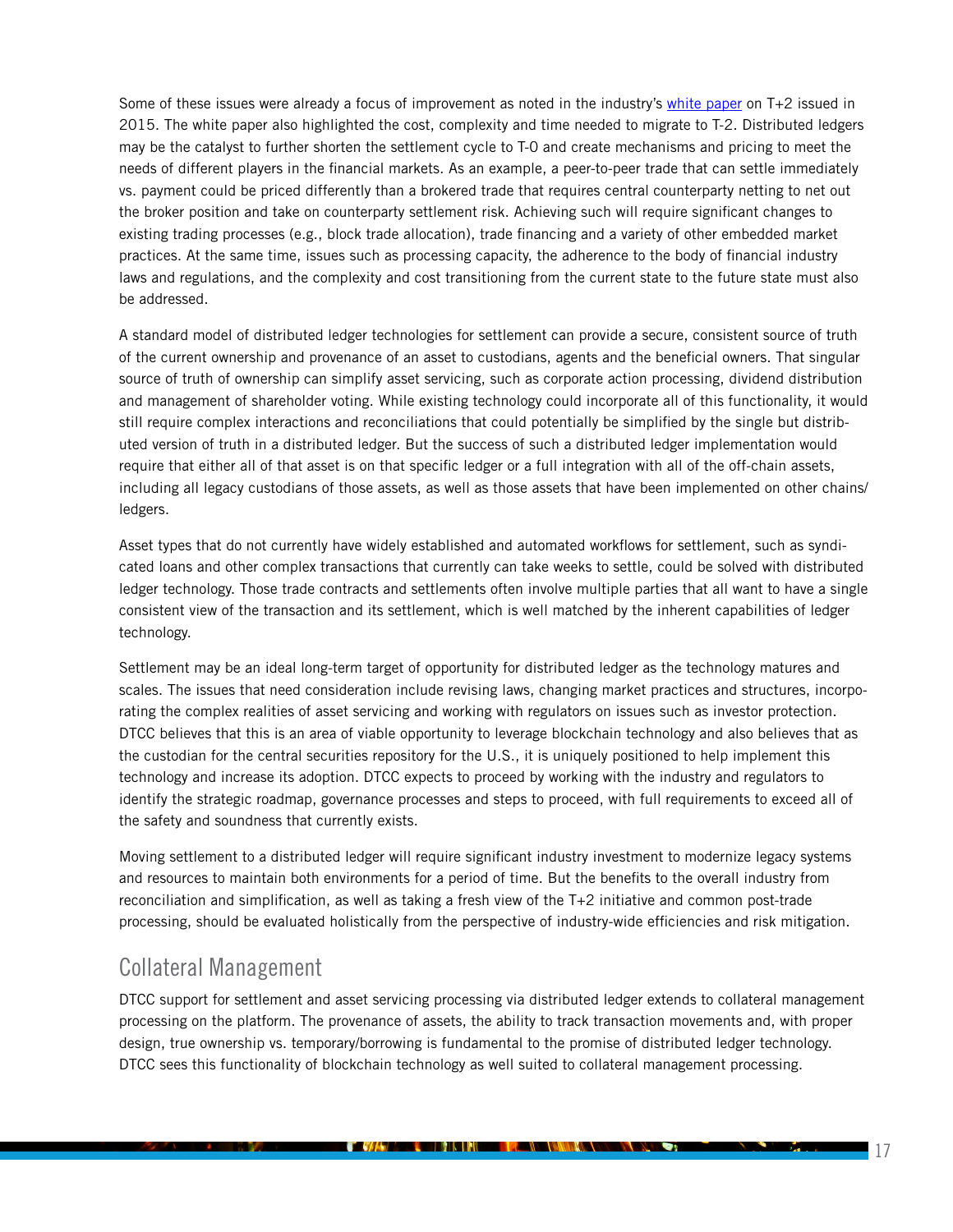Some of these issues were already a focus of improvement as noted in the industry's [white paper] on T+2 issued in 2015. The white paper also highlighted the cost, complexity and time needed to migrate to T-2. Distributed ledgers may be the catalyst to further shorten the settlement cycle to T-0 and create mechanisms and pricing to meet the needs of different players in the financial markets. As an example, a peer-to-peer trade that can settle immediately vs. payment could be priced differently than a brokered trade that requires central counterparty netting to net out the broker position and take on counterparty settlement risk. Achieving such will require significant changes to existing trading processes (e.g., block trade allocation), trade financing and a variety of other embedded market practices. At the same time, issues such as processing capacity, the adherence to the body of financial industry laws and regulations, and the complexity and cost transitioning from the current state to the future state must also be addressed.

A standard model of distributed ledger technologies for settlement can provide a secure, consistent source of truth of the current ownership and provenance of an asset to custodians, agents and the beneficial owners. That singular source of truth of ownership can simplify asset servicing, such as corporate action processing, dividend distribution and management of shareholder voting. While existing technology could incorporate all of this functionality, it would still require complex interactions and reconciliations that could potentially be simplified by the single but distributed version of truth in a distributed ledger. But the success of such a distributed ledger implementation would require that either all of that asset is on that specific ledger or a full integration with all of the off-chain assets, including all legacy custodians of those assets, as well as those assets that have been implemented on other chains/ledgers.

Asset types that do not currently have widely established and automated workflows for settlement, such as syndicated loans and other complex transactions that currently can take weeks to settle, could be solved with distributed ledger technology. Those trade contracts and settlements often involve multiple parties that all want to have a single consistent view of the transaction and its settlement, which is well matched by the inherent capabilities of ledger technology.

Settlement may be an ideal long-term target of opportunity for distributed ledger as the technology matures and scales. The issues that need consideration include revising laws, changing market practices and structures, incorporating the complex realities of asset servicing and working with regulators on issues such as investor protection. DTCC believes that this is an area of viable opportunity to leverage blockchain technology and also believes that as the custodian for the central securities repository for the U.S., it is uniquely positioned to help implement this technology and increase its adoption. DTCC expects to proceed by working with the industry and regulators to identify the strategic roadmap, governance processes and steps to proceed, with full requirements to exceed all of the safety and soundness that currently exists.

Moving settlement to a distributed ledger will require significant industry investment to modernize legacy systems and resources to maintain both environments for a period of time. But the benefits to the overall industry from reconciliation and simplification, as well as taking a fresh view of the T+2 initiative and common post-trade processing, should be evaluated holistically from the perspective of industry-wide efficiencies and risk mitigation.

## Collateral Management

DTCC support for settlement and asset servicing processing via distributed ledger extends to collateral management processing on the platform. The provenance of assets, the ability to track transaction movements and, with proper design, true ownership vs. temporary/borrowing is fundamental to the promise of distributed ledger technology. DTCC sees this functionality of blockchain technology as well suited to collateral management processing.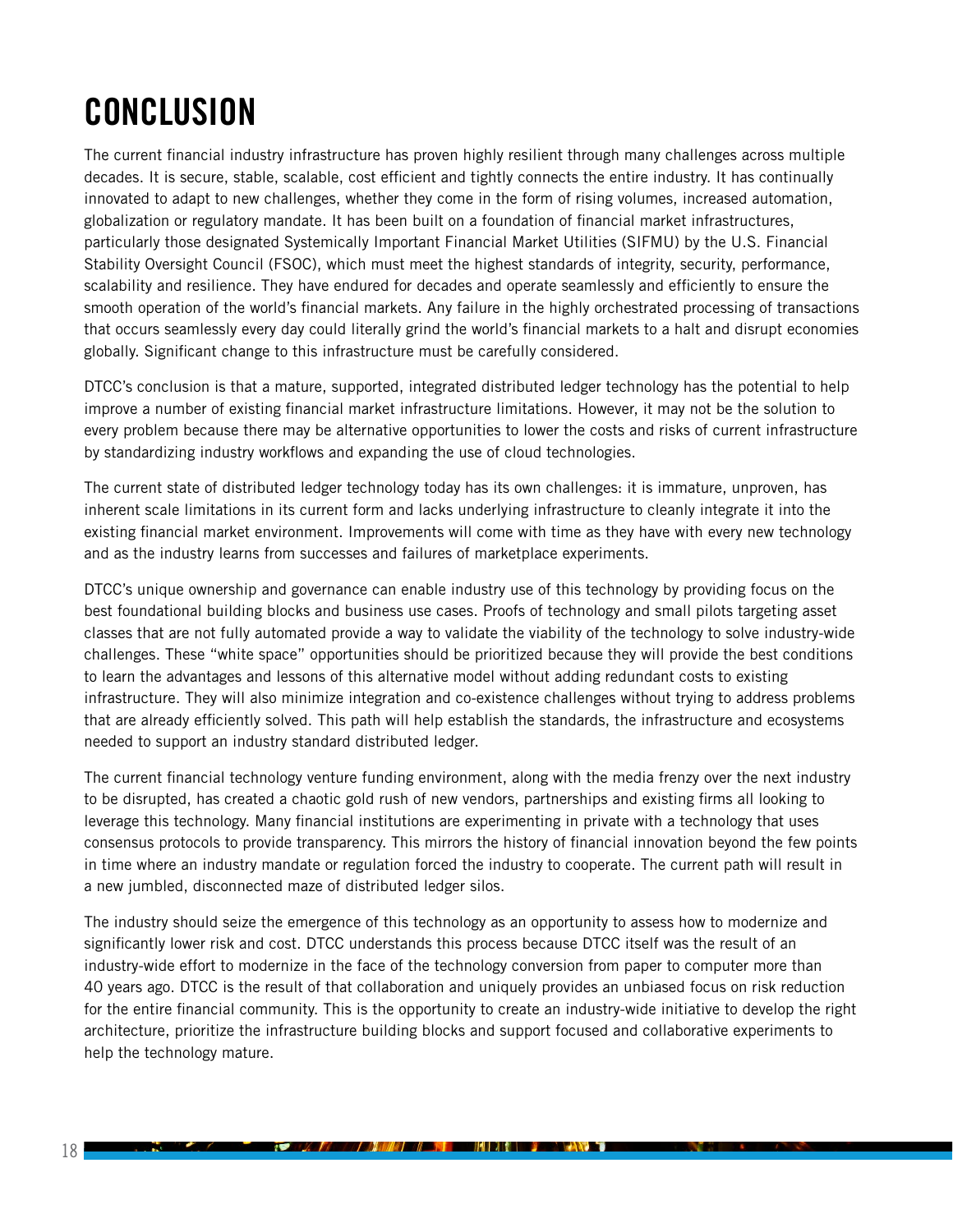# CONCLUSION

The current financial industry infrastructure has proven highly resilient through many challenges across multiple decades. It is secure, stable, scalable, cost efficient and tightly connects the entire industry. It has continually innovated to adapt to new challenges, whether they come in the form of rising volumes, increased automation, globalization or regulatory mandate. It has been built on a foundation of financial market infrastructures, particularly those designated Systemically Important Financial Market Utilities (SIFMU) by the U.S. Financial Stability Oversight Council (FSOC), which must meet the highest standards of integrity, security, performance, scalability and resilience. They have endured for decades and operate seamlessly and efficiently to ensure the smooth operation of the world's financial markets. Any failure in the highly orchestrated processing of transactions that occurs seamlessly every day could literally grind the world's financial markets to a halt and disrupt economies globally. Significant change to this infrastructure must be carefully considered.

DTCC's conclusion is that a mature, supported, integrated distributed ledger technology has the potential to help improve a number of existing financial market infrastructure limitations. However, it may not be the solution to every problem because there may be alternative opportunities to lower the costs and risks of current infrastructure by standardizing industry workflows and expanding the use of cloud technologies.

The current state of distributed ledger technology today has its own challenges: it is immature, unproven, has inherent scale limitations in its current form and lacks underlying infrastructure to cleanly integrate it into the existing financial market environment. Improvements will come with time as they have with every new technology and as the industry learns from successes and failures of marketplace experiments.

DTCC's unique ownership and governance can enable industry use of this technology by providing focus on the best foundational building blocks and business use cases. Proofs of technology and small pilots targeting asset classes that are not fully automated provide a way to validate the viability of the technology to solve industry-wide challenges. These "white space" opportunities should be prioritized because they will provide the best conditions to learn the advantages and lessons of this alternative model without adding redundant costs to existing infrastructure. They will also minimize integration and co-existence challenges without trying to address problems that are already efficiently solved. This path will help establish the standards, the infrastructure and ecosystems needed to support an industry standard distributed ledger.

The current financial technology venture funding environment, along with the media frenzy over the next industry to be disrupted, has created a chaotic gold rush of new vendors, partnerships and existing firms all looking to leverage this technology. Many financial institutions are experimenting in private with a technology that uses consensus protocols to provide transparency. This mirrors the history of financial innovation beyond the few points in time where an industry mandate or regulation forced the industry to cooperate. The current path will result in a new jumbled, disconnected maze of distributed ledger silos.

The industry should seize the emergence of this technology as an opportunity to assess how to modernize and significantly lower risk and cost. DTCC understands this process because DTCC itself was the result of an industry-wide effort to modernize in the face of the technology conversion from paper to computer more than 40 years ago. DTCC is the result of that collaboration and uniquely provides an unbiased focus on risk reduction for the entire financial community. This is the opportunity to create an industry-wide initiative to develop the right architecture, prioritize the infrastructure building blocks and support focused and collaborative experiments to help the technology mature.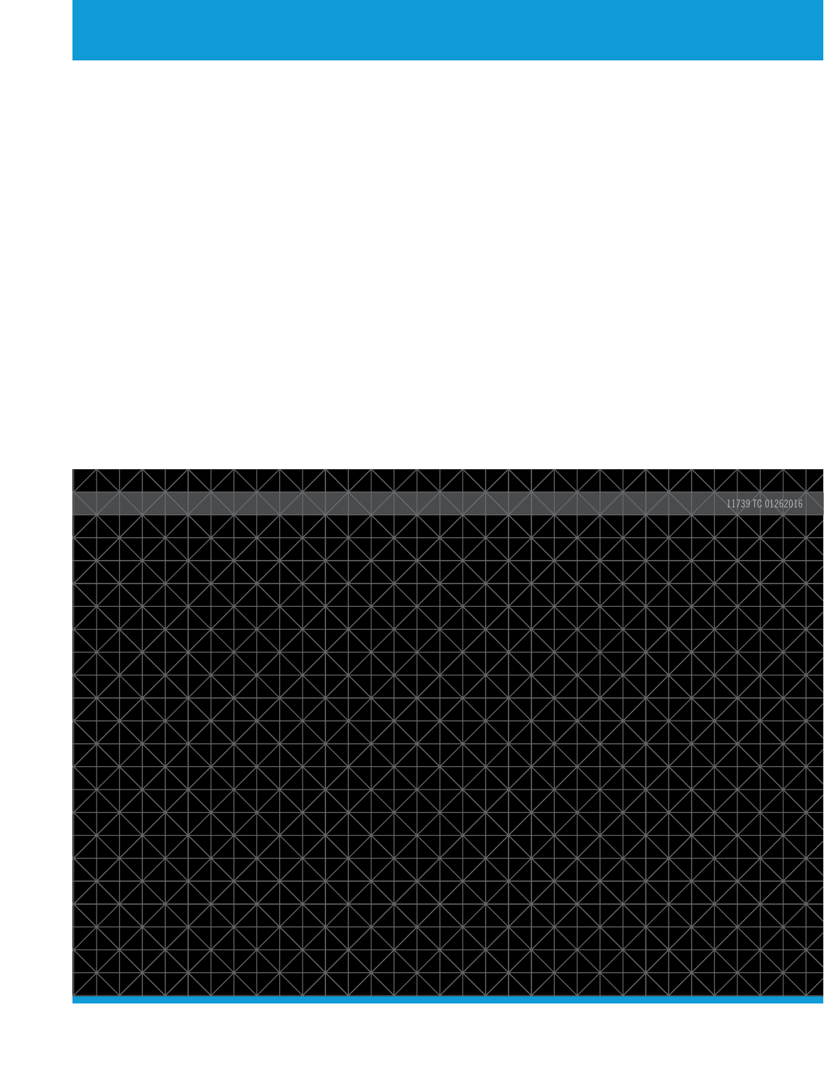11739 TC 01262016